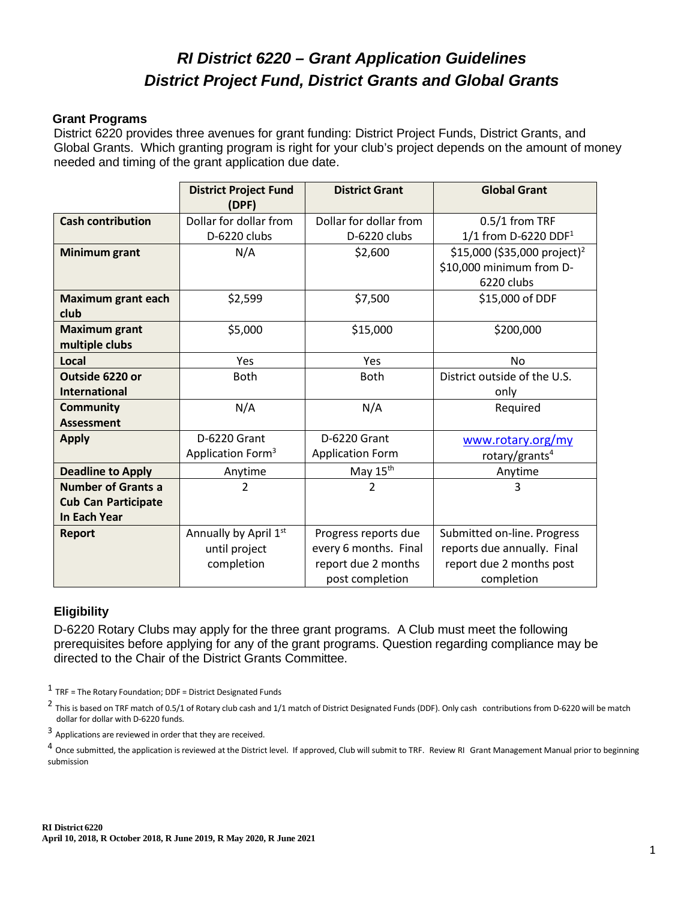# *RI District 6220 – Grant Application Guidelines*
# *District Project Fund, District Grants and Global Grants*

## Grant Programs

District 6220 provides three avenues for grant funding: District Project Funds, District Grants, and Global Grants. Which granting program is right for your club's project depends on the amount of money needed and timing of the grant application due date.

| | District Project Fund (DPF) | District Grant | Global Grant |
|---|---|---|---|
| **Cash contribution** | Dollar for dollar from D-6220 clubs | Dollar for dollar from D-6220 clubs | 0.5/1 from TRF 1/1 from D-6220 DDF[1] |
| **Minimum grant** | N/A | $2,600 | $15,000 ($35,000 project)[2] $10,000 minimum from D-6220 clubs |
| **Maximum grant each club** | $2,599 | $7,500 | $15,000 of DDF |
| **Maximum grant multiple clubs** | $5,000 | $15,000 | $200,000 |
| **Local** | Yes | Yes | No |
| **Outside 6220 or International** | Both | Both | District outside of the U.S. only |
| **Community Assessment** | N/A | N/A | Required |
| **Apply** | D-6220 Grant Application Form[3] | D-6220 Grant Application Form | www.rotary.org/my rotary/grants[4] |
| **Deadline to Apply** | Anytime | May 15th | Anytime |
| **Number of Grants a Cub Can Participate In Each Year** | 2 | 2 | 3 |
| **Report** | Annually by April 1st until project completion | Progress reports due every 6 months. Final report due 2 months post completion | Submitted on-line. Progress reports due annually. Final report due 2 months post completion |

## Eligibility

D-6220 Rotary Clubs may apply for the three grant programs. A Club must meet the following prerequisites before applying for any of the grant programs. Question regarding compliance may be directed to the Chair of the District Grants Committee.

[1] TRF = The Rotary Foundation; DDF = District Designated Funds

[2] This is based on TRF match of 0.5/1 of Rotary club cash and 1/1 match of District Designated Funds (DDF). Only cash contributions from D-6220 will be match dollar for dollar with D-6220 funds.

[3] Applications are reviewed in order that they are received.

[4] Once submitted, the application is reviewed at the District level. If approved, Club will submit to TRF. Review RI Grant Management Manual prior to beginning submission

**RI District 6220**
**April 10, 2018, R October 2018, R June 2019, R May 2020, R June 2021**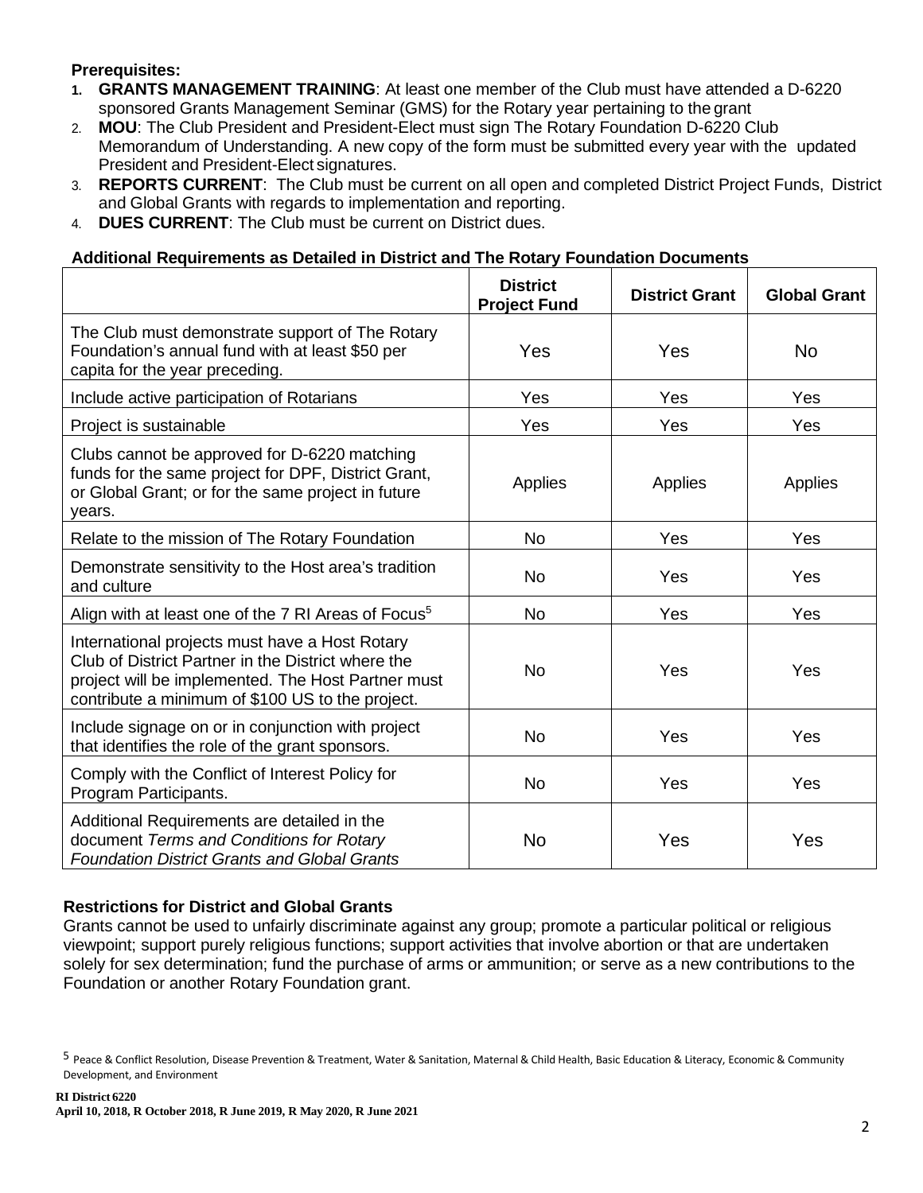**Prerequisites:**

1. **GRANTS MANAGEMENT TRAINING**: At least one member of the Club must have attended a D-6220 sponsored Grants Management Seminar (GMS) for the Rotary year pertaining to the grant
2. **MOU**: The Club President and President-Elect must sign The Rotary Foundation D-6220 Club Memorandum of Understanding. A new copy of the form must be submitted every year with the updated President and President-Elect signatures.
3. **REPORTS CURRENT**: The Club must be current on all open and completed District Project Funds, District and Global Grants with regards to implementation and reporting.
4. **DUES CURRENT**: The Club must be current on District dues.

**Additional Requirements as Detailed in District and The Rotary Foundation Documents**

| | District Project Fund | District Grant | Global Grant |
|---|---|---|---|
| The Club must demonstrate support of The Rotary Foundation's annual fund with at least $50 per capita for the year preceding. | Yes | Yes | No |
| Include active participation of Rotarians | Yes | Yes | Yes |
| Project is sustainable | Yes | Yes | Yes |
| Clubs cannot be approved for D-6220 matching funds for the same project for DPF, District Grant, or Global Grant; or for the same project in future years. | Applies | Applies | Applies |
| Relate to the mission of The Rotary Foundation | No | Yes | Yes |
| Demonstrate sensitivity to the Host area's tradition and culture | No | Yes | Yes |
| Align with at least one of the 7 RI Areas of Focus[5] | No | Yes | Yes |
| International projects must have a Host Rotary Club of District Partner in the District where the project will be implemented. The Host Partner must contribute a minimum of $100 US to the project. | No | Yes | Yes |
| Include signage on or in conjunction with project that identifies the role of the grant sponsors. | No | Yes | Yes |
| Comply with the Conflict of Interest Policy for Program Participants. | No | Yes | Yes |
| Additional Requirements are detailed in the document *Terms and Conditions for Rotary Foundation District Grants and Global Grants* | No | Yes | Yes |

**Restrictions for District and Global Grants**

Grants cannot be used to unfairly discriminate against any group; promote a particular political or religious viewpoint; support purely religious functions; support activities that involve abortion or that are undertaken solely for sex determination; fund the purchase of arms or ammunition; or serve as a new contributions to the Foundation or another Rotary Foundation grant.

[5] Peace & Conflict Resolution, Disease Prevention & Treatment, Water & Sanitation, Maternal & Child Health, Basic Education & Literacy, Economic & Community Development, and Environment

**RI District 6220**
**April 10, 2018, R October 2018, R June 2019, R May 2020, R June 2021**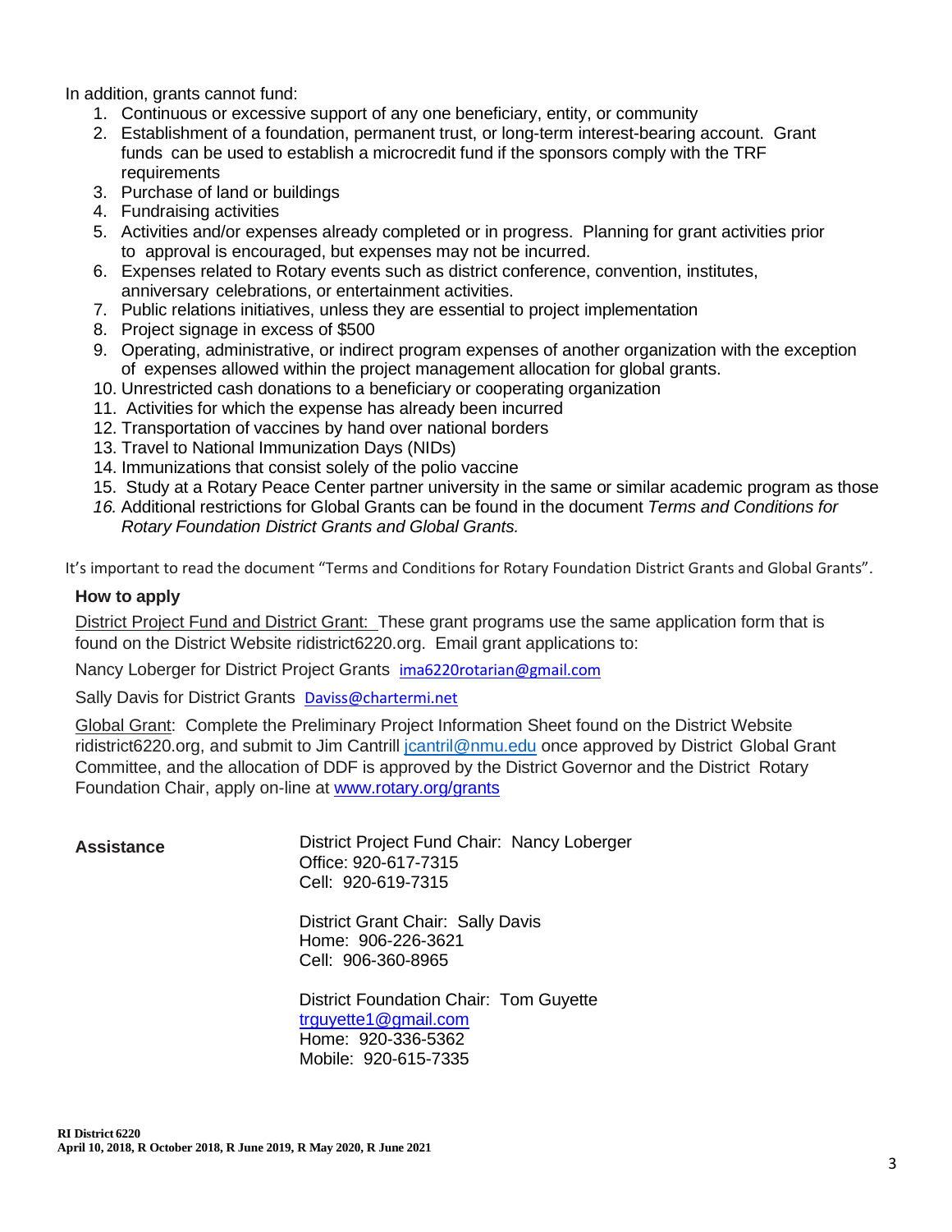In addition, grants cannot fund:

1. Continuous or excessive support of any one beneficiary, entity, or community
2. Establishment of a foundation, permanent trust, or long-term interest-bearing account. Grant funds can be used to establish a microcredit fund if the sponsors comply with the TRF requirements
3. Purchase of land or buildings
4. Fundraising activities
5. Activities and/or expenses already completed or in progress. Planning for grant activities prior to approval is encouraged, but expenses may not be incurred.
6. Expenses related to Rotary events such as district conference, convention, institutes, anniversary celebrations, or entertainment activities.
7. Public relations initiatives, unless they are essential to project implementation
8. Project signage in excess of $500
9. Operating, administrative, or indirect program expenses of another organization with the exception of expenses allowed within the project management allocation for global grants.
10. Unrestricted cash donations to a beneficiary or cooperating organization
11. Activities for which the expense has already been incurred
12. Transportation of vaccines by hand over national borders
13. Travel to National Immunization Days (NIDs)
14. Immunizations that consist solely of the polio vaccine
15. Study at a Rotary Peace Center partner university in the same or similar academic program as those
16. Additional restrictions for Global Grants can be found in the document *Terms and Conditions for Rotary Foundation District Grants and Global Grants.*

It's important to read the document "Terms and Conditions for Rotary Foundation District Grants and Global Grants".

**How to apply**

District Project Fund and District Grant: These grant programs use the same application form that is found on the District Website ridistrict6220.org. Email grant applications to:

Nancy Loberger for District Project Grants ima6220rotarian@gmail.com

Sally Davis for District Grants Daviss@chartermi.net

Global Grant: Complete the Preliminary Project Information Sheet found on the District Website ridistrict6220.org, and submit to Jim Cantrill jcantril@nmu.edu once approved by District Global Grant Committee, and the allocation of DDF is approved by the District Governor and the District Rotary Foundation Chair, apply on-line at www.rotary.org/grants

**Assistance**

District Project Fund Chair: Nancy Loberger
Office: 920-617-7315
Cell: 920-619-7315

District Grant Chair: Sally Davis
Home: 906-226-3621
Cell: 906-360-8965

District Foundation Chair: Tom Guyette
trguyette1@gmail.com
Home: 920-336-5362
Mobile: 920-615-7335

**RI District 6220**
**April 10, 2018, R October 2018, R June 2019, R May 2020, R June 2021**